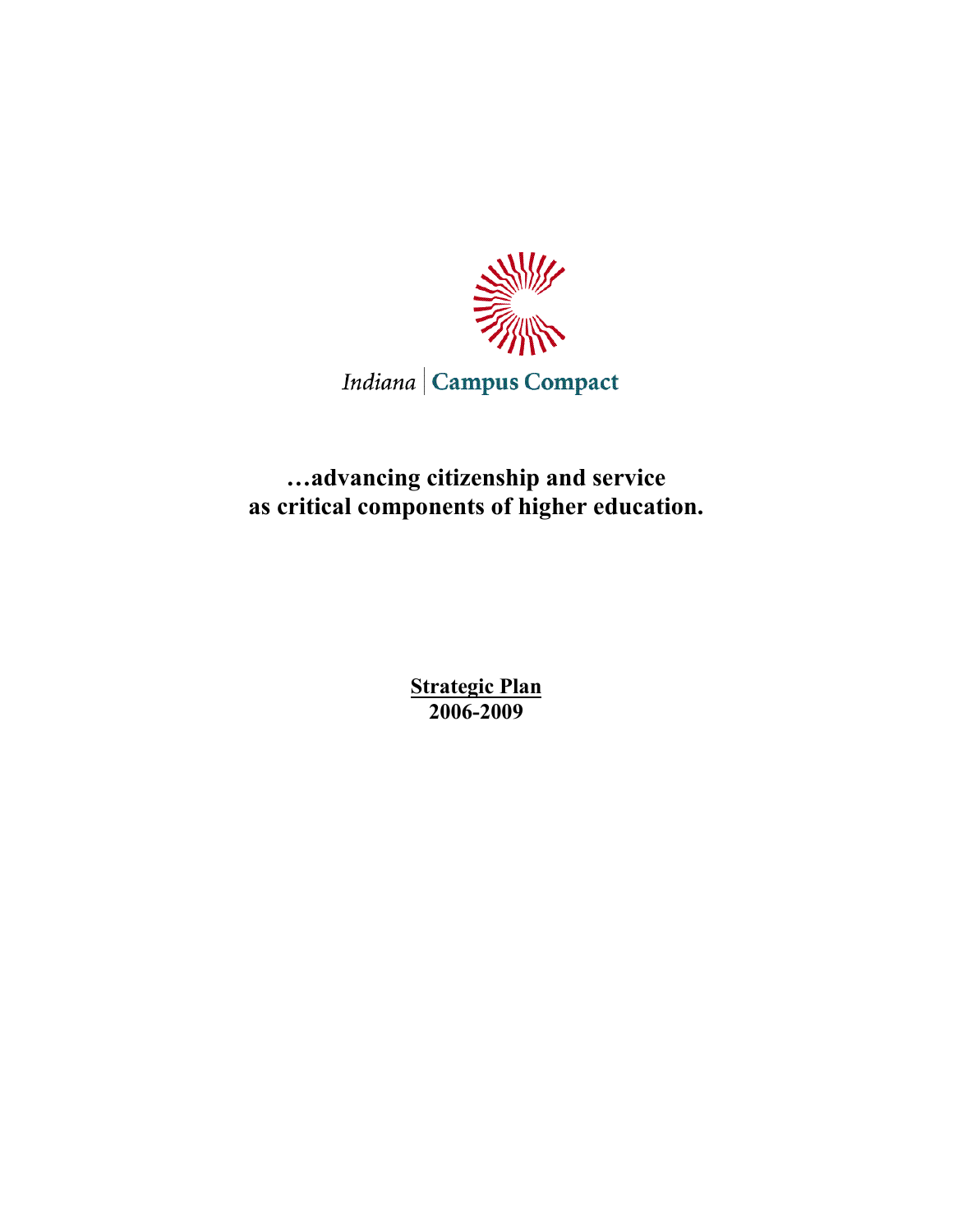Indiana | Campus Compact

**…advancing citizenship and service as critical components of higher education.**

**<u>Strategic Plan</u>**
**2006-2009**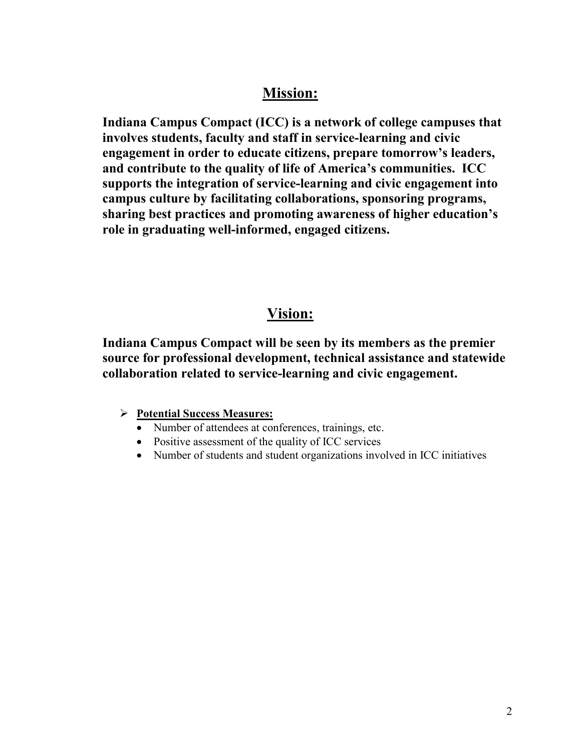## Mission:

**Indiana Campus Compact (ICC) is a network of college campuses that involves students, faculty and staff in service-learning and civic engagement in order to educate citizens, prepare tomorrow's leaders, and contribute to the quality of life of America's communities. ICC supports the integration of service-learning and civic engagement into campus culture by facilitating collaborations, sponsoring programs, sharing best practices and promoting awareness of higher education's role in graduating well-informed, engaged citizens.**

## Vision:

**Indiana Campus Compact will be seen by its members as the premier source for professional development, technical assistance and statewide collaboration related to service-learning and civic engagement.**

- **Potential Success Measures:**
  - Number of attendees at conferences, trainings, etc.
  - Positive assessment of the quality of ICC services
  - Number of students and student organizations involved in ICC initiatives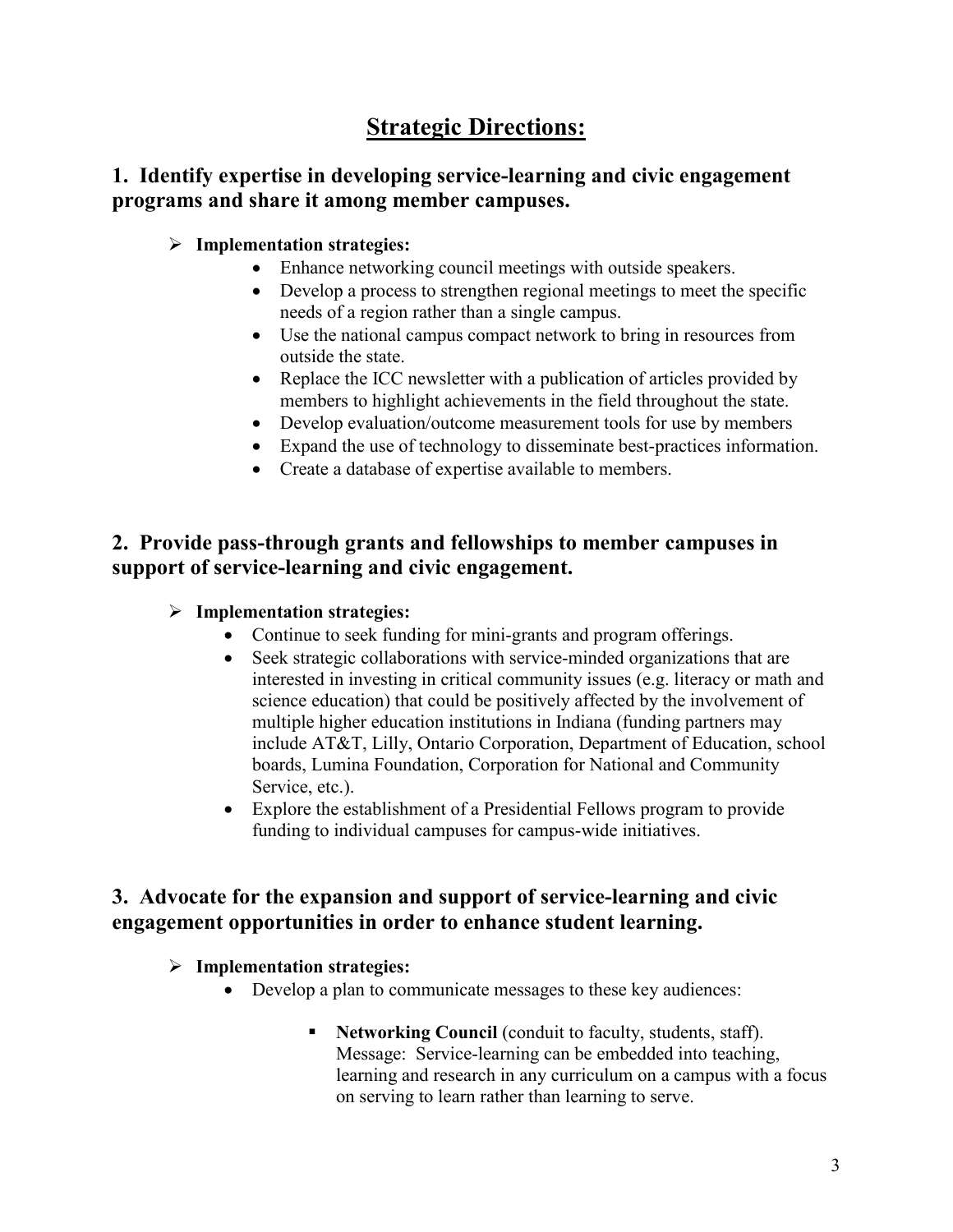# Strategic Directions:

## 1. Identify expertise in developing service-learning and civic engagement programs and share it among member campuses.

- **Implementation strategies:**
  - Enhance networking council meetings with outside speakers.
  - Develop a process to strengthen regional meetings to meet the specific needs of a region rather than a single campus.
  - Use the national campus compact network to bring in resources from outside the state.
  - Replace the ICC newsletter with a publication of articles provided by members to highlight achievements in the field throughout the state.
  - Develop evaluation/outcome measurement tools for use by members
  - Expand the use of technology to disseminate best-practices information.
  - Create a database of expertise available to members.

## 2. Provide pass-through grants and fellowships to member campuses in support of service-learning and civic engagement.

- **Implementation strategies:**
  - Continue to seek funding for mini-grants and program offerings.
  - Seek strategic collaborations with service-minded organizations that are interested in investing in critical community issues (e.g. literacy or math and science education) that could be positively affected by the involvement of multiple higher education institutions in Indiana (funding partners may include AT&T, Lilly, Ontario Corporation, Department of Education, school boards, Lumina Foundation, Corporation for National and Community Service, etc.).
  - Explore the establishment of a Presidential Fellows program to provide funding to individual campuses for campus-wide initiatives.

## 3. Advocate for the expansion and support of service-learning and civic engagement opportunities in order to enhance student learning.

- **Implementation strategies:**
  - Develop a plan to communicate messages to these key audiences:
    - **Networking Council** (conduit to faculty, students, staff). Message: Service-learning can be embedded into teaching, learning and research in any curriculum on a campus with a focus on serving to learn rather than learning to serve.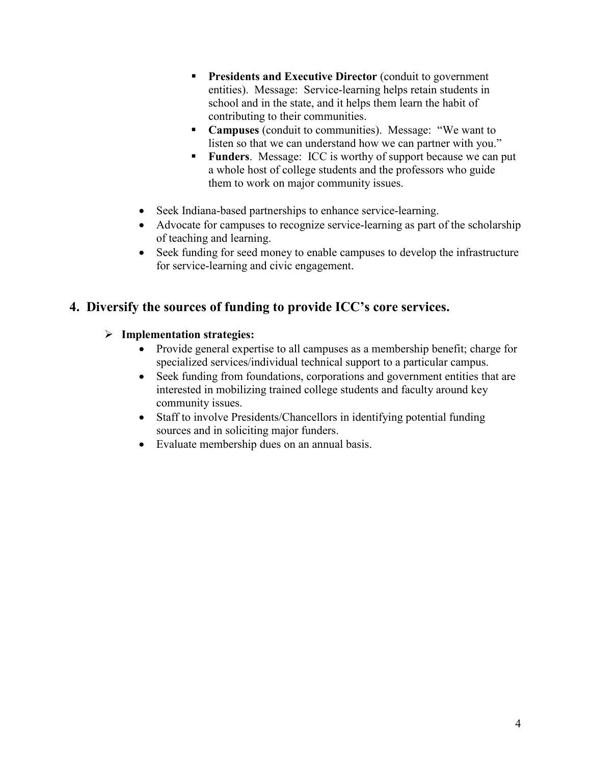- **Presidents and Executive Director** (conduit to government entities). Message: Service-learning helps retain students in school and in the state, and it helps them learn the habit of contributing to their communities.
    - **Campuses** (conduit to communities). Message: "We want to listen so that we can understand how we can partner with you."
    - **Funders**. Message: ICC is worthy of support because we can put a whole host of college students and the professors who guide them to work on major community issues.

- Seek Indiana-based partnerships to enhance service-learning.
- Advocate for campuses to recognize service-learning as part of the scholarship of teaching and learning.
- Seek funding for seed money to enable campuses to develop the infrastructure for service-learning and civic engagement.

## 4. Diversify the sources of funding to provide ICC's core services.

- **Implementation strategies:**
  - Provide general expertise to all campuses as a membership benefit; charge for specialized services/individual technical support to a particular campus.
  - Seek funding from foundations, corporations and government entities that are interested in mobilizing trained college students and faculty around key community issues.
  - Staff to involve Presidents/Chancellors in identifying potential funding sources and in soliciting major funders.
  - Evaluate membership dues on an annual basis.